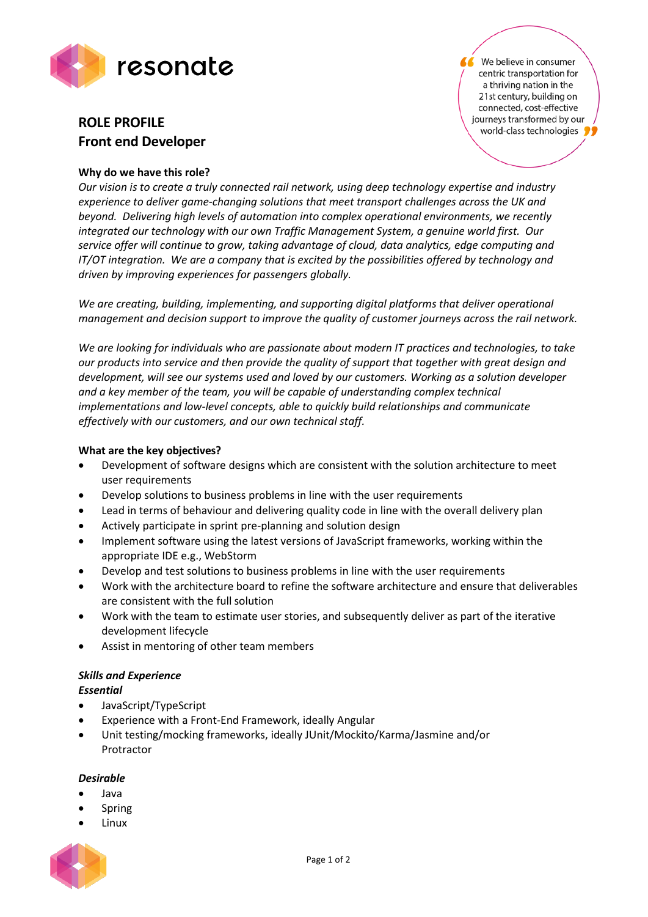resonate

> We believe in consumer centric transportation for a thriving nation in the 21st century, building on connected, cost-effective journeys transformed by our world-class technologies

## ROLE PROFILE
## Front end Developer

**Why do we have this role?**

*Our vision is to create a truly connected rail network, using deep technology expertise and industry experience to deliver game-changing solutions that meet transport challenges across the UK and beyond. Delivering high levels of automation into complex operational environments, we recently integrated our technology with our own Traffic Management System, a genuine world first. Our service offer will continue to grow, taking advantage of cloud, data analytics, edge computing and IT/OT integration. We are a company that is excited by the possibilities offered by technology and driven by improving experiences for passengers globally.*

*We are creating, building, implementing, and supporting digital platforms that deliver operational management and decision support to improve the quality of customer journeys across the rail network.*

*We are looking for individuals who are passionate about modern IT practices and technologies, to take our products into service and then provide the quality of support that together with great design and development, will see our systems used and loved by our customers. Working as a solution developer and a key member of the team, you will be capable of understanding complex technical implementations and low-level concepts, able to quickly build relationships and communicate effectively with our customers, and our own technical staff.*

**What are the key objectives?**

- Development of software designs which are consistent with the solution architecture to meet user requirements
- Develop solutions to business problems in line with the user requirements
- Lead in terms of behaviour and delivering quality code in line with the overall delivery plan
- Actively participate in sprint pre-planning and solution design
- Implement software using the latest versions of JavaScript frameworks, working within the appropriate IDE e.g., WebStorm
- Develop and test solutions to business problems in line with the user requirements
- Work with the architecture board to refine the software architecture and ensure that deliverables are consistent with the full solution
- Work with the team to estimate user stories, and subsequently deliver as part of the iterative development lifecycle
- Assist in mentoring of other team members

***Skills and Experience***

***Essential***

- JavaScript/TypeScript
- Experience with a Front-End Framework, ideally Angular
- Unit testing/mocking frameworks, ideally JUnit/Mockito/Karma/Jasmine and/or Protractor

***Desirable***

- Java
- Spring
- Linux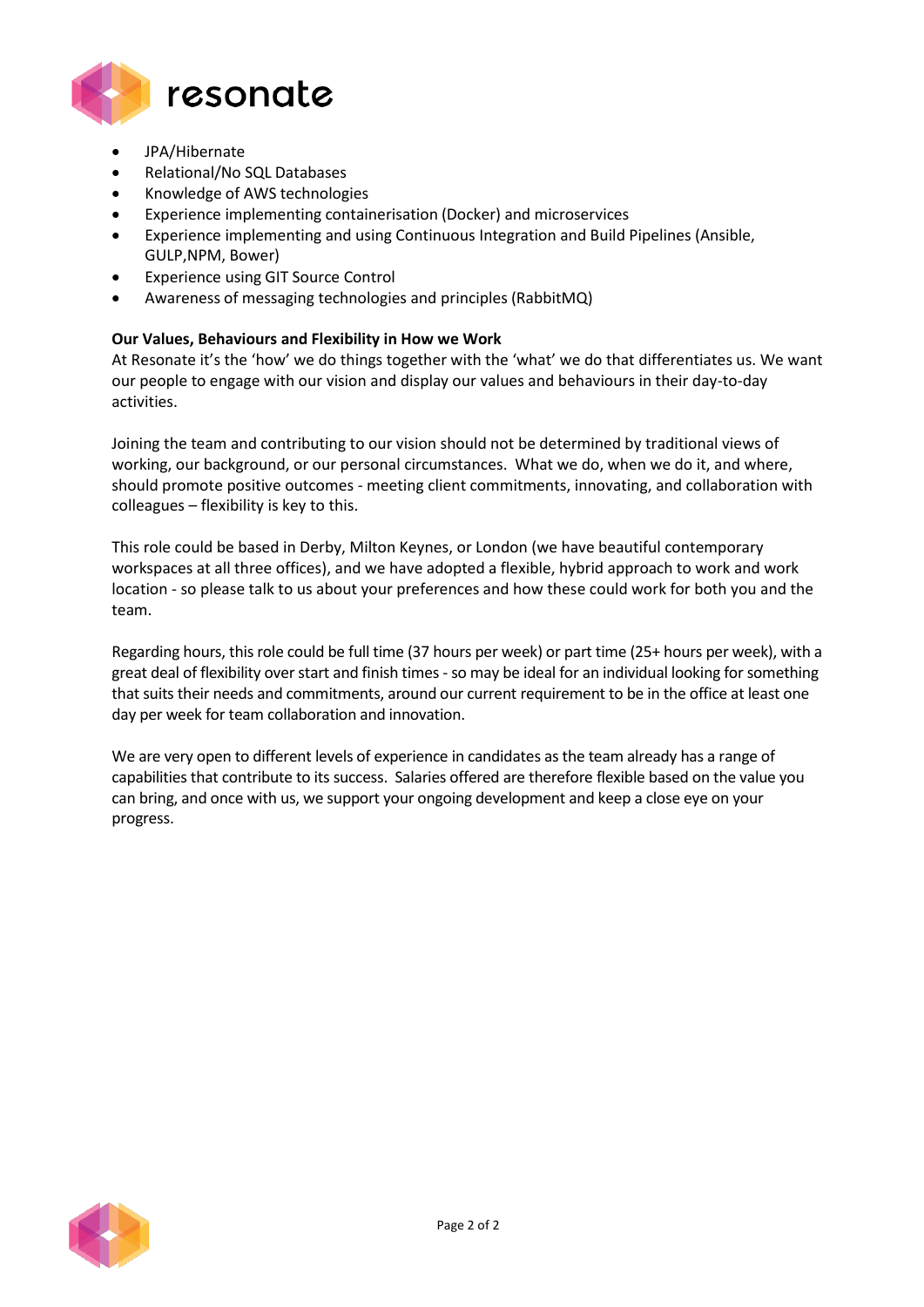- JPA/Hibernate
- Relational/No SQL Databases
- Knowledge of AWS technologies
- Experience implementing containerisation (Docker) and microservices
- Experience implementing and using Continuous Integration and Build Pipelines (Ansible, GULP,NPM, Bower)
- Experience using GIT Source Control
- Awareness of messaging technologies and principles (RabbitMQ)

**Our Values, Behaviours and Flexibility in How we Work**

At Resonate it's the 'how' we do things together with the 'what' we do that differentiates us. We want our people to engage with our vision and display our values and behaviours in their day-to-day activities.

Joining the team and contributing to our vision should not be determined by traditional views of working, our background, or our personal circumstances. What we do, when we do it, and where, should promote positive outcomes - meeting client commitments, innovating, and collaboration with colleagues – flexibility is key to this.

This role could be based in Derby, Milton Keynes, or London (we have beautiful contemporary workspaces at all three offices), and we have adopted a flexible, hybrid approach to work and work location - so please talk to us about your preferences and how these could work for both you and the team.

Regarding hours, this role could be full time (37 hours per week) or part time (25+ hours per week), with a great deal of flexibility over start and finish times - so may be ideal for an individual looking for something that suits their needs and commitments, around our current requirement to be in the office at least one day per week for team collaboration and innovation.

We are very open to different levels of experience in candidates as the team already has a range of capabilities that contribute to its success. Salaries offered are therefore flexible based on the value you can bring, and once with us, we support your ongoing development and keep a close eye on your progress.